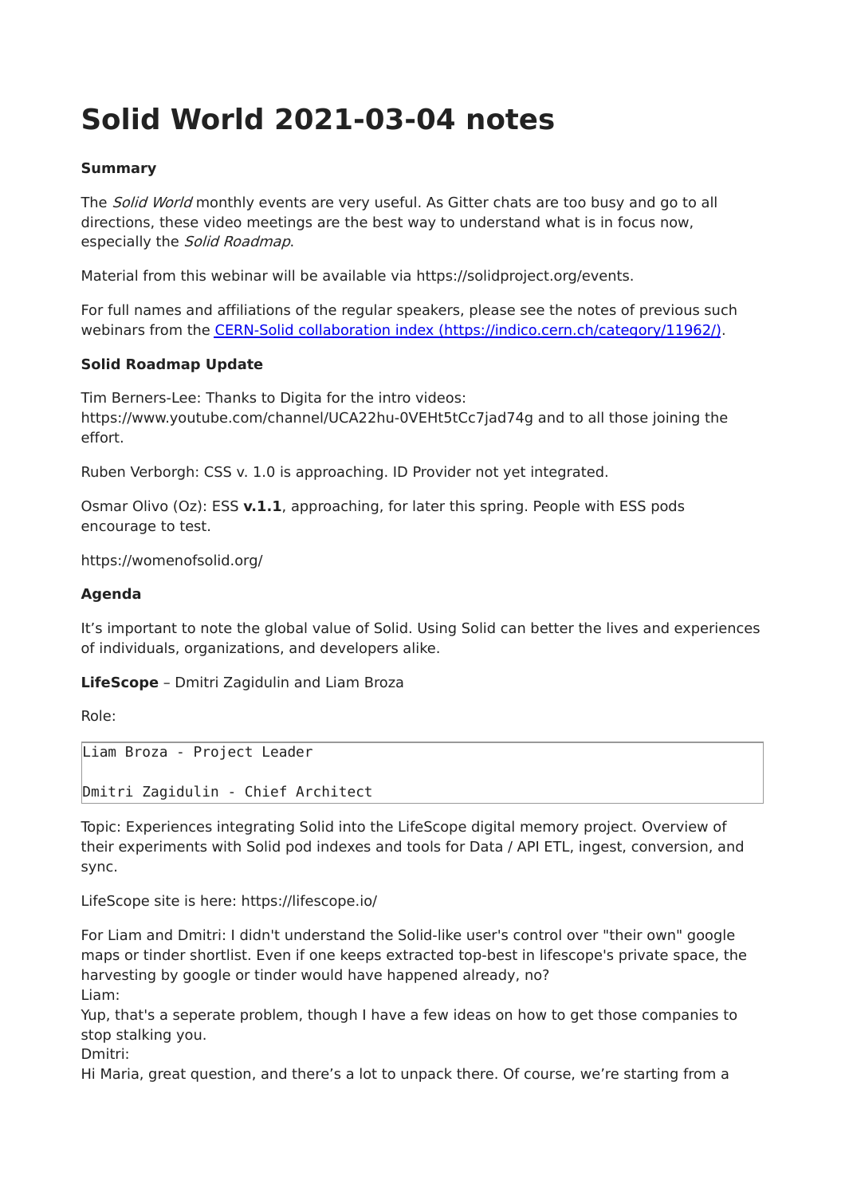# Solid World 2021-03-04 notes

**Summary**

The *Solid World* monthly events are very useful. As Gitter chats are too busy and go to all directions, these video meetings are the best way to understand what is in focus now, especially the *Solid Roadmap*.

Material from this webinar will be available via https://solidproject.org/events.

For full names and affiliations of the regular speakers, please see the notes of previous such webinars from the [CERN-Solid collaboration index (https://indico.cern.ch/category/11962/)](https://indico.cern.ch/category/11962/).

**Solid Roadmap Update**

Tim Berners-Lee: Thanks to Digita for the intro videos: https://www.youtube.com/channel/UCA22hu-0VEHt5tCc7jad74g and to all those joining the effort.

Ruben Verborgh: CSS v. 1.0 is approaching. ID Provider not yet integrated.

Osmar Olivo (Oz): ESS **v.1.1**, approaching, for later this spring. People with ESS pods encourage to test.

https://womenofsolid.org/

**Agenda**

It's important to note the global value of Solid. Using Solid can better the lives and experiences of individuals, organizations, and developers alike.

**LifeScope** – Dmitri Zagidulin and Liam Broza

Role:

```
Liam Broza - Project Leader

Dmitri Zagidulin - Chief Architect
```

Topic: Experiences integrating Solid into the LifeScope digital memory project. Overview of their experiments with Solid pod indexes and tools for Data / API ETL, ingest, conversion, and sync.

LifeScope site is here: https://lifescope.io/

For Liam and Dmitri: I didn't understand the Solid-like user's control over "their own" google maps or tinder shortlist. Even if one keeps extracted top-best in lifescope's private space, the harvesting by google or tinder would have happened already, no?
Liam:
Yup, that's a seperate problem, though I have a few ideas on how to get those companies to stop stalking you.
Dmitri:
Hi Maria, great question, and there's a lot to unpack there. Of course, we're starting from a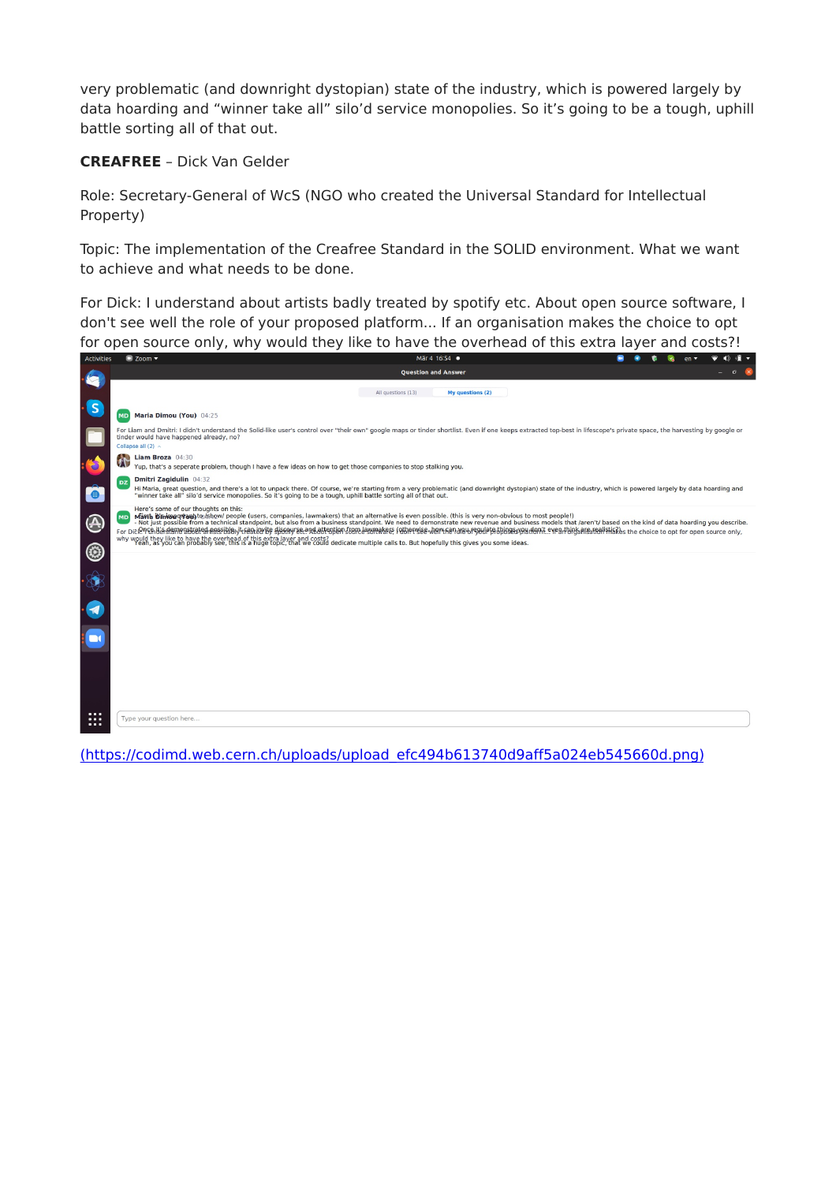very problematic (and downright dystopian) state of the industry, which is powered largely by data hoarding and "winner take all" silo'd service monopolies. So it's going to be a tough, uphill battle sorting all of that out.

**CREAFREE** – Dick Van Gelder

Role: Secretary-General of WcS (NGO who created the Universal Standard for Intellectual Property)

Topic: The implementation of the Creafree Standard in the SOLID environment. What we want to achieve and what needs to be done.

For Dick: I understand about artists badly treated by spotify etc. About open source software, I don't see well the role of your proposed platform... If an organisation makes the choice to opt for open source only, why would they like to have the overhead of this extra layer and costs?!

[(https://codimd.web.cern.ch/uploads/upload_efc494b613740d9aff5a024eb545660d.png)](https://codimd.web.cern.ch/uploads/upload_efc494b613740d9aff5a024eb545660d.png)